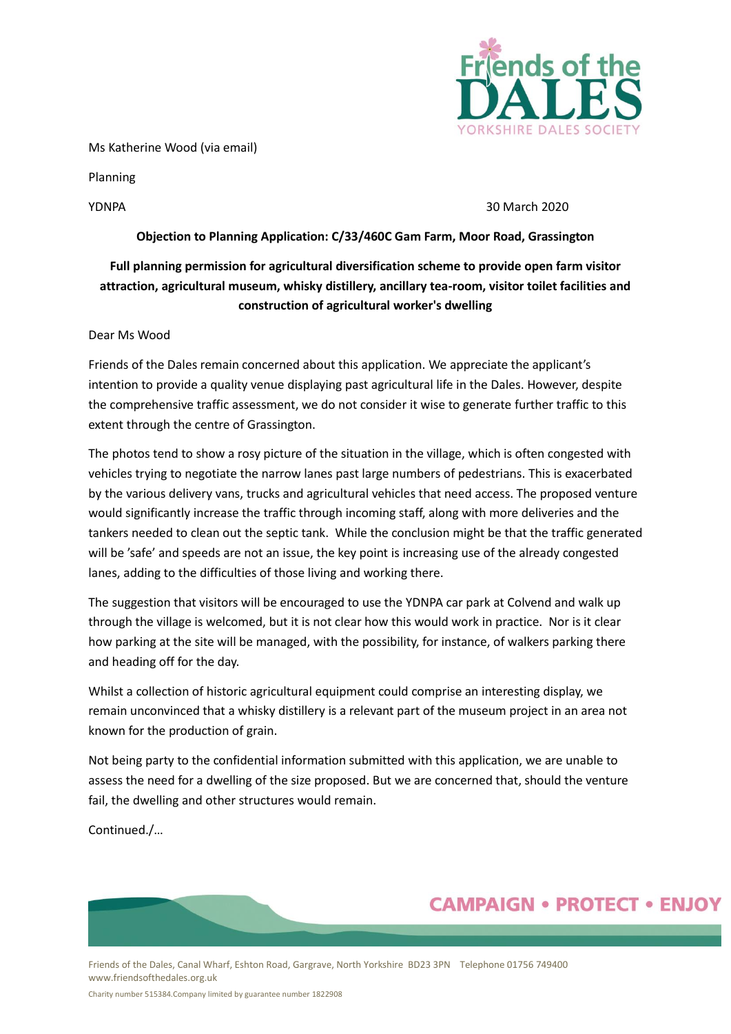Ms Katherine Wood (via email)

Planning

YDNPA

30 March 2020

**Objection to Planning Application: C/33/460C Gam Farm, Moor Road, Grassington**

**Full planning permission for agricultural diversification scheme to provide open farm visitor attraction, agricultural museum, whisky distillery, ancillary tea-room, visitor toilet facilities and construction of agricultural worker's dwelling**

Dear Ms Wood

Friends of the Dales remain concerned about this application. We appreciate the applicant's intention to provide a quality venue displaying past agricultural life in the Dales. However, despite the comprehensive traffic assessment, we do not consider it wise to generate further traffic to this extent through the centre of Grassington.

The photos tend to show a rosy picture of the situation in the village, which is often congested with vehicles trying to negotiate the narrow lanes past large numbers of pedestrians. This is exacerbated by the various delivery vans, trucks and agricultural vehicles that need access. The proposed venture would significantly increase the traffic through incoming staff, along with more deliveries and the tankers needed to clean out the septic tank. While the conclusion might be that the traffic generated will be 'safe' and speeds are not an issue, the key point is increasing use of the already congested lanes, adding to the difficulties of those living and working there.

The suggestion that visitors will be encouraged to use the YDNPA car park at Colvend and walk up through the village is welcomed, but it is not clear how this would work in practice. Nor is it clear how parking at the site will be managed, with the possibility, for instance, of walkers parking there and heading off for the day.

Whilst a collection of historic agricultural equipment could comprise an interesting display, we remain unconvinced that a whisky distillery is a relevant part of the museum project in an area not known for the production of grain.

Not being party to the confidential information submitted with this application, we are unable to assess the need for a dwelling of the size proposed. But we are concerned that, should the venture fail, the dwelling and other structures would remain.

Continued./…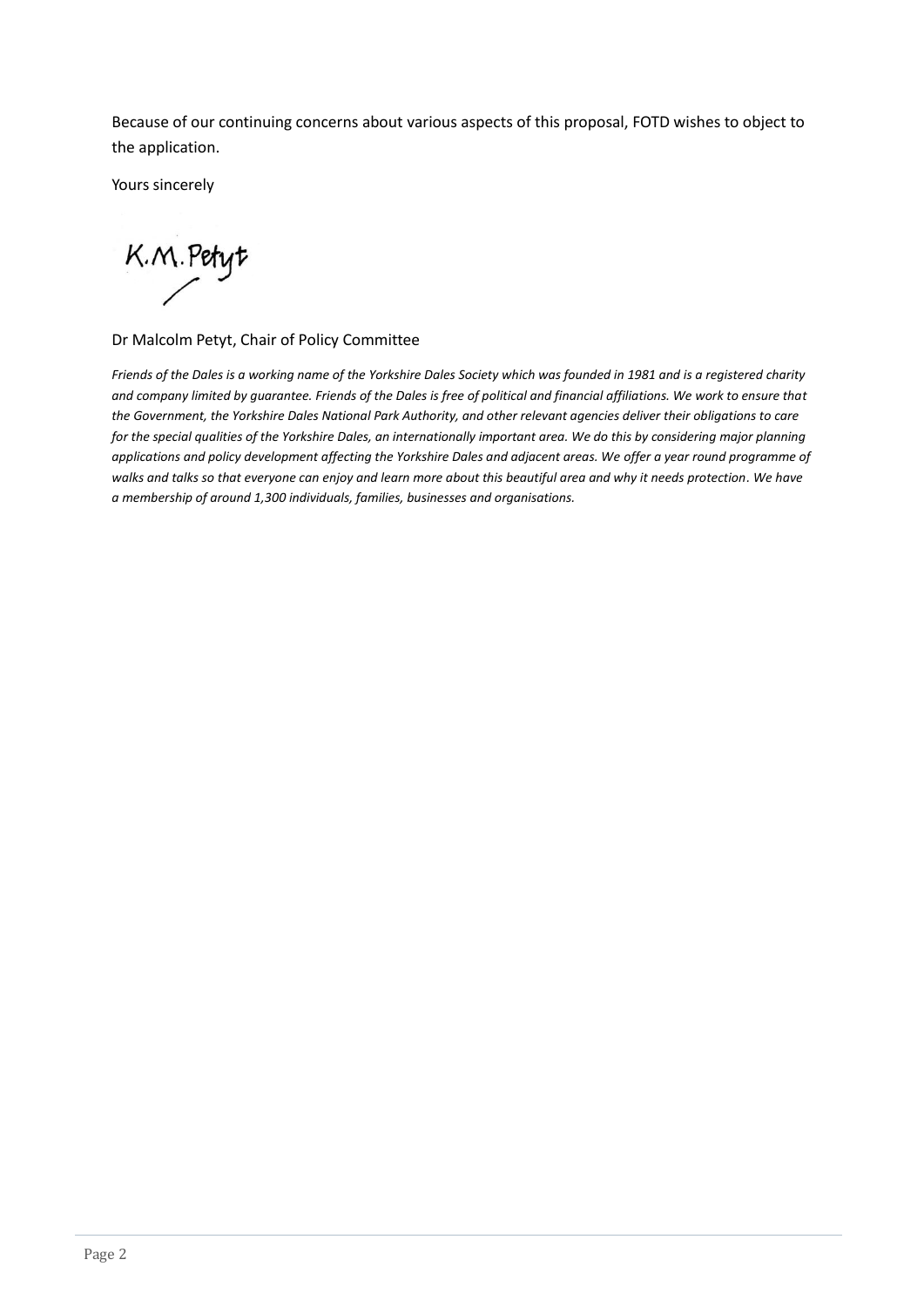Because of our continuing concerns about various aspects of this proposal, FOTD wishes to object to the application.

Yours sincerely

K.M. Petyt

Dr Malcolm Petyt, Chair of Policy Committee

*Friends of the Dales is a working name of the Yorkshire Dales Society which was founded in 1981 and is a registered charity and company limited by guarantee. Friends of the Dales is free of political and financial affiliations. We work to ensure that the Government, the Yorkshire Dales National Park Authority, and other relevant agencies deliver their obligations to care for the special qualities of the Yorkshire Dales, an internationally important area. We do this by considering major planning applications and policy development affecting the Yorkshire Dales and adjacent areas. We offer a year round programme of walks and talks so that everyone can enjoy and learn more about this beautiful area and why it needs protection. We have a membership of around 1,300 individuals, families, businesses and organisations.*